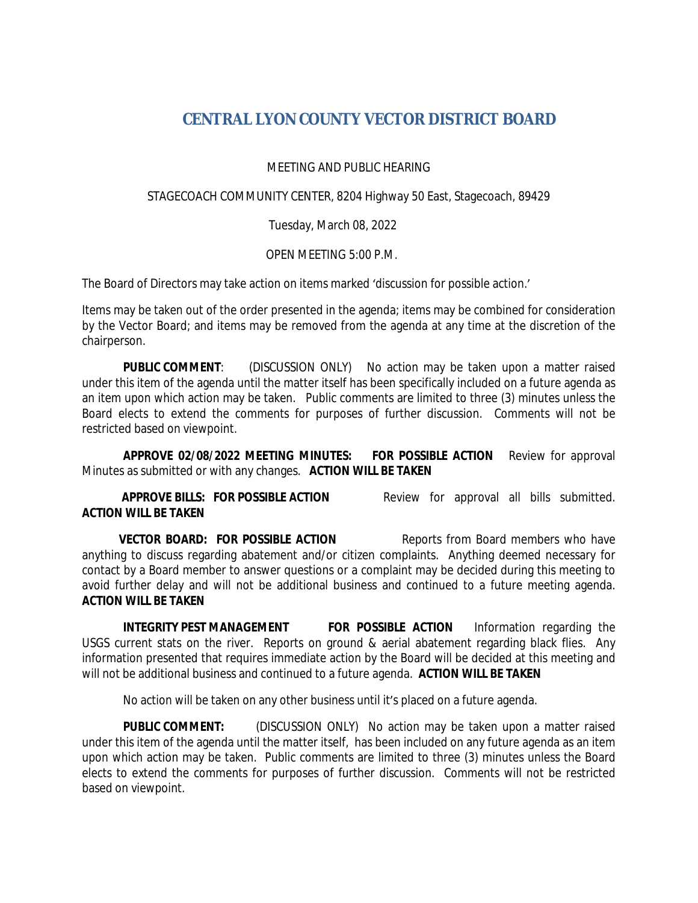# CENTRAL LYON COUNTY VECTOR DISTRICT BOARD

MEETING AND PUBLIC HEARING

STAGECOACH COMMUNITY CENTER, 8204 Highway 50 East, Stagecoach, 89429

Tuesday, March 08, 2022

OPEN MEETING 5:00 P.M.

The Board of Directors may take action on items marked 'discussion for possible action.'

Items may be taken out of the order presented in the agenda; items may be combined for consideration by the Vector Board; and items may be removed from the agenda at any time at the discretion of the chairperson.

**PUBLIC COMMENT**: (DISCUSSION ONLY) No action may be taken upon a matter raised under this item of the agenda until the matter itself has been specifically included on a future agenda as an item upon which action may be taken. Public comments are limited to three (3) minutes unless the Board elects to extend the comments for purposes of further discussion. Comments will not be restricted based on viewpoint.

**APPROVE 02/08/2022 MEETING MINUTES: FOR POSSIBLE ACTION** Review for approval Minutes as submitted or with any changes. **ACTION WILL BE TAKEN**

**APPROVE BILLS: FOR POSSIBLE ACTION** Review for approval all bills submitted. **ACTION WILL BE TAKEN**

**VECTOR BOARD: FOR POSSIBLE ACTION** Reports from Board members who have anything to discuss regarding abatement and/or citizen complaints. Anything deemed necessary for contact by a Board member to answer questions or a complaint may be decided during this meeting to avoid further delay and will not be additional business and continued to a future meeting agenda. **ACTION WILL BE TAKEN**

**INTEGRITY PEST MANAGEMENT FOR POSSIBLE ACTION** Information regarding the USGS current stats on the river. Reports on ground & aerial abatement regarding black flies. Any information presented that requires immediate action by the Board will be decided at this meeting and will not be additional business and continued to a future agenda. **ACTION WILL BE TAKEN**

No action will be taken on any other business until it's placed on a future agenda.

**PUBLIC COMMENT:** (DISCUSSION ONLY) No action may be taken upon a matter raised under this item of the agenda until the matter itself, has been included on any future agenda as an item upon which action may be taken. Public comments are limited to three (3) minutes unless the Board elects to extend the comments for purposes of further discussion. Comments will not be restricted based on viewpoint.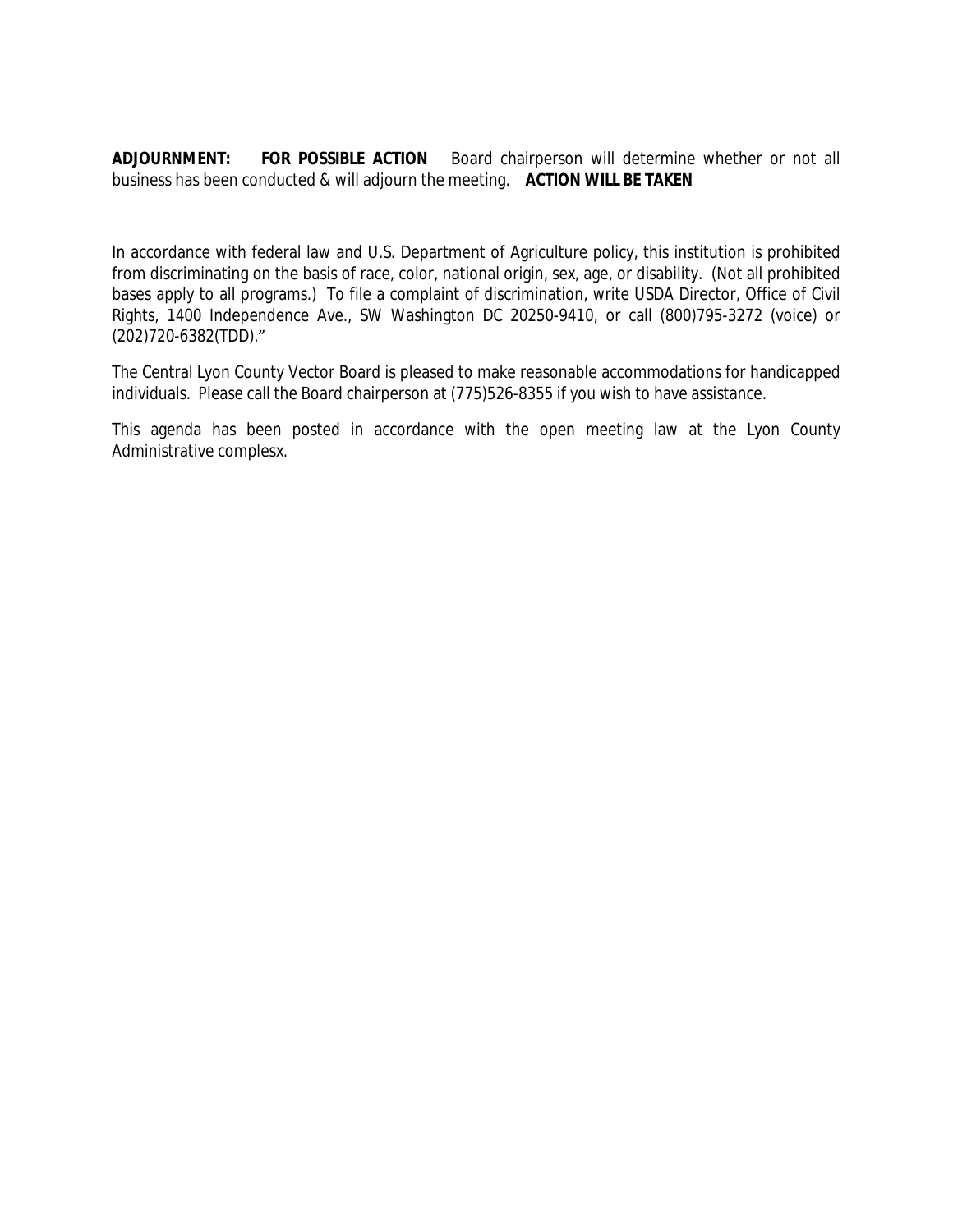**ADJOURNMENT: FOR POSSIBLE ACTION** Board chairperson will determine whether or not all business has been conducted & will adjourn the meeting. **ACTION WILL BE TAKEN**

In accordance with federal law and U.S. Department of Agriculture policy, this institution is prohibited from discriminating on the basis of race, color, national origin, sex, age, or disability. (Not all prohibited bases apply to all programs.) To file a complaint of discrimination, write USDA Director, Office of Civil Rights, 1400 Independence Ave., SW Washington DC 20250-9410, or call (800)795-3272 (voice) or (202)720-6382(TDD)."

The Central Lyon County Vector Board is pleased to make reasonable accommodations for handicapped individuals. Please call the Board chairperson at (775)526-8355 if you wish to have assistance.

This agenda has been posted in accordance with the open meeting law at the Lyon County Administrative complesx.